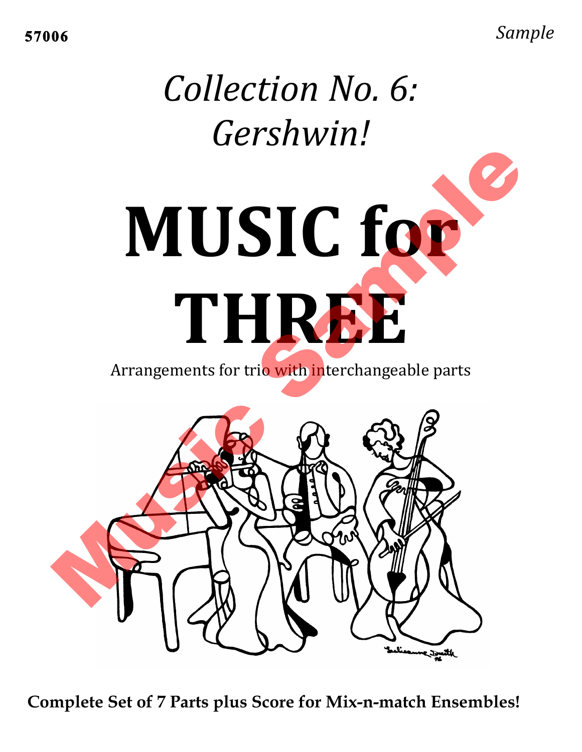**57006** *Sample*

# *Collection No. 6: Gershwin!*

# MUSIC for THREE

Arrangements for trio with interchangeable parts

**Complete Set of 7 Parts plus Score for Mix-n-match Ensembles!**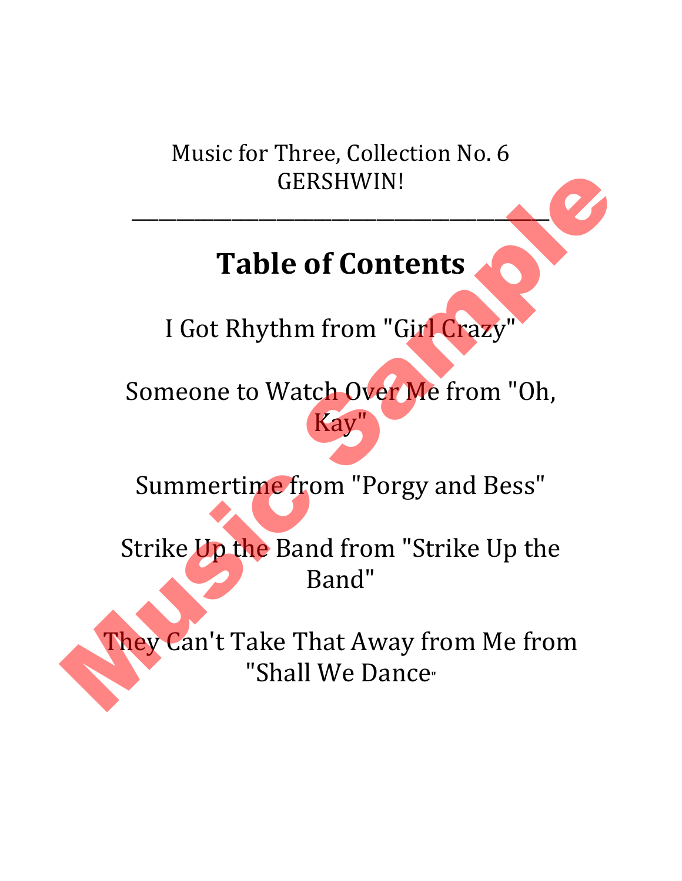Music for Three, Collection No. 6
GERSHWIN!

---

# Table of Contents

I Got Rhythm from "Girl Crazy"

Someone to Watch Over Me from "Oh, Kay"

Summertime from "Porgy and Bess"

Strike Up the Band from "Strike Up the Band"

They Can't Take That Away from Me from "Shall We Dance"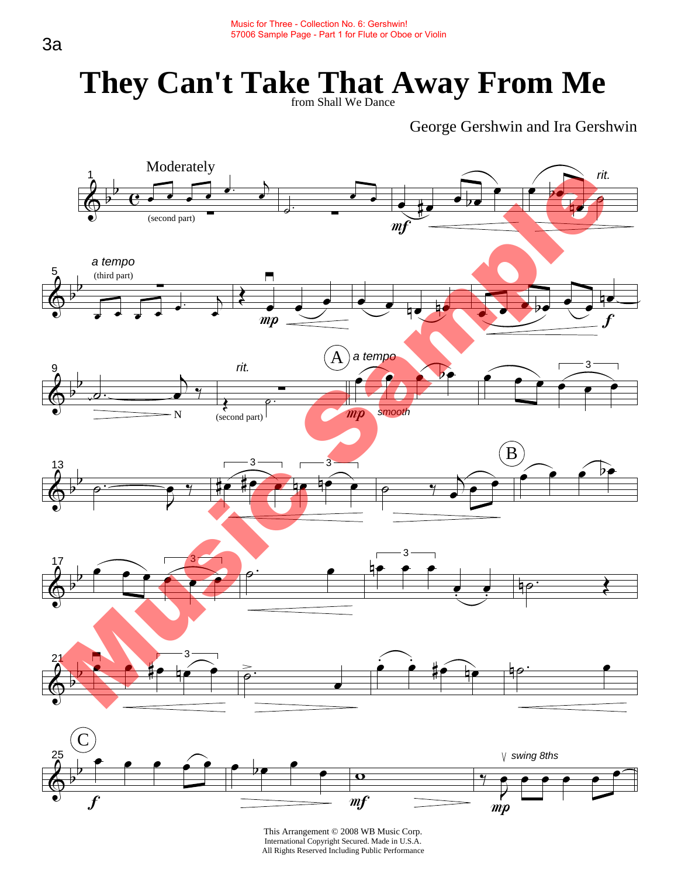# They Can't Take That Away From Me

from Shall We Dance

George Gershwin and Ira Gershwin

This Arrangement © 2008 WB Music Corp.
International Copyright Secured. Made in U.S.A.
All Rights Reserved Including Public Performance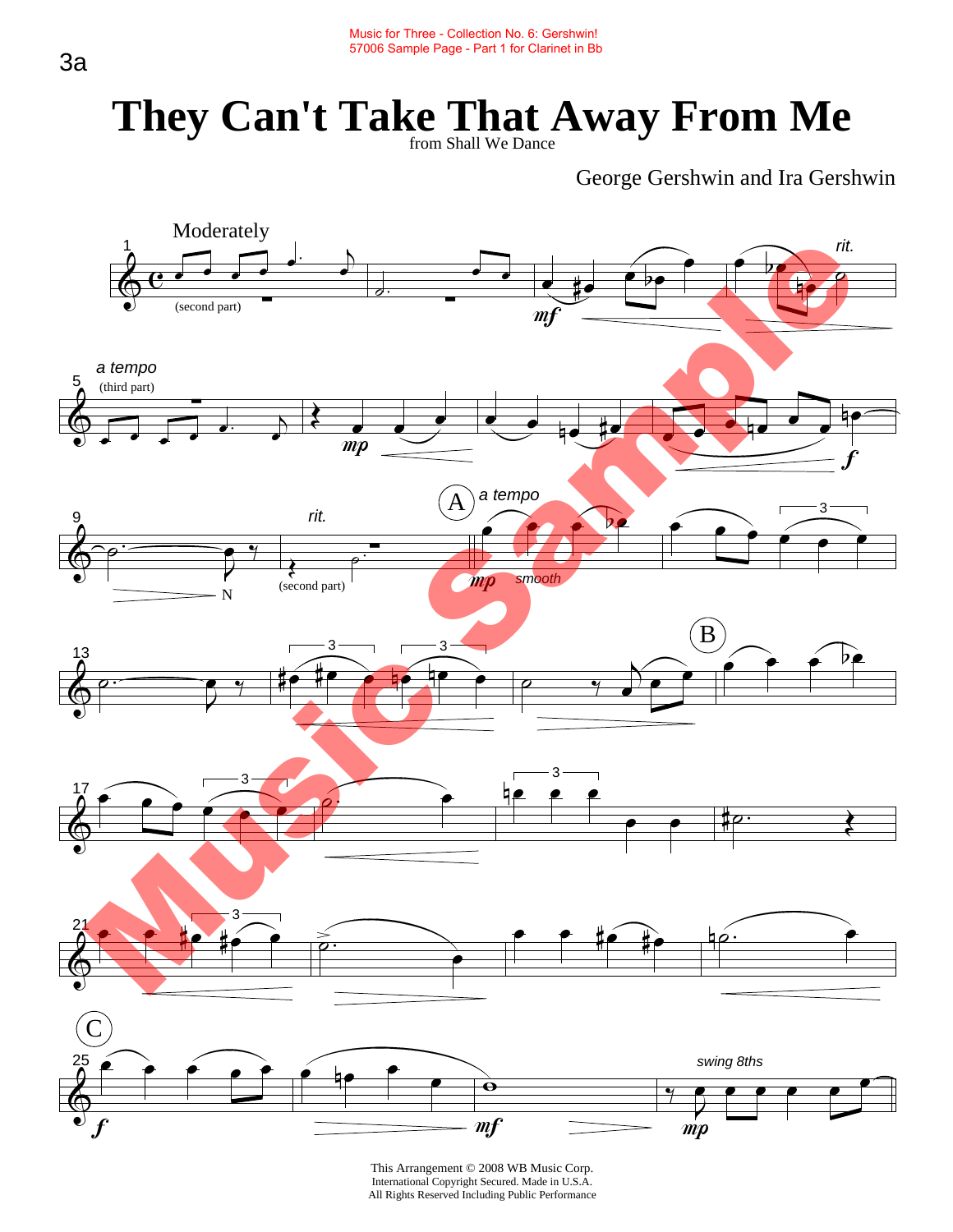# They Can't Take That Away From Me

from Shall We Dance

George Gershwin and Ira Gershwin

This Arrangement © 2008 WB Music Corp.
International Copyright Secured. Made in U.S.A.
All Rights Reserved Including Public Performance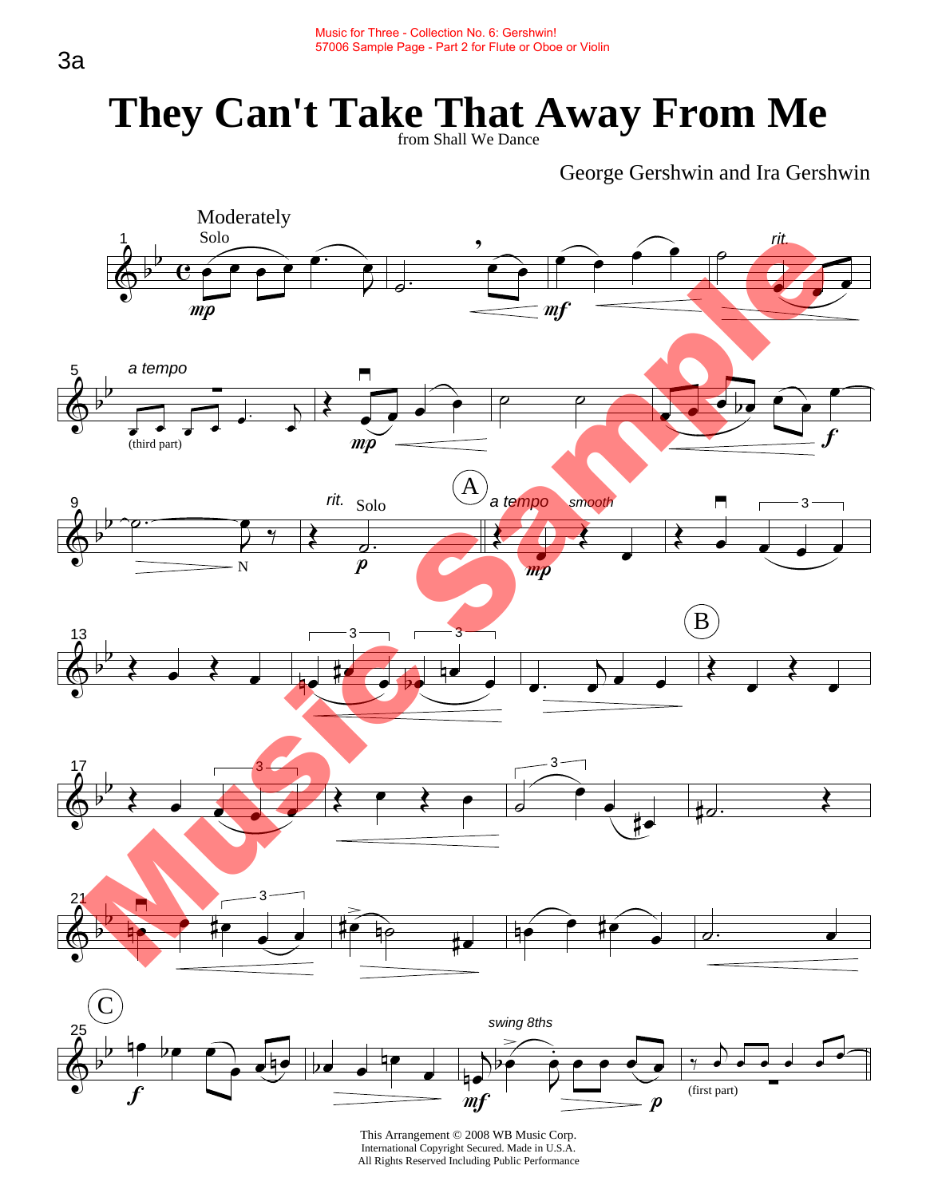# They Can't Take That Away From Me

from Shall We Dance

George Gershwin and Ira Gershwin

This Arrangement © 2008 WB Music Corp.
International Copyright Secured. Made in U.S.A.
All Rights Reserved Including Public Performance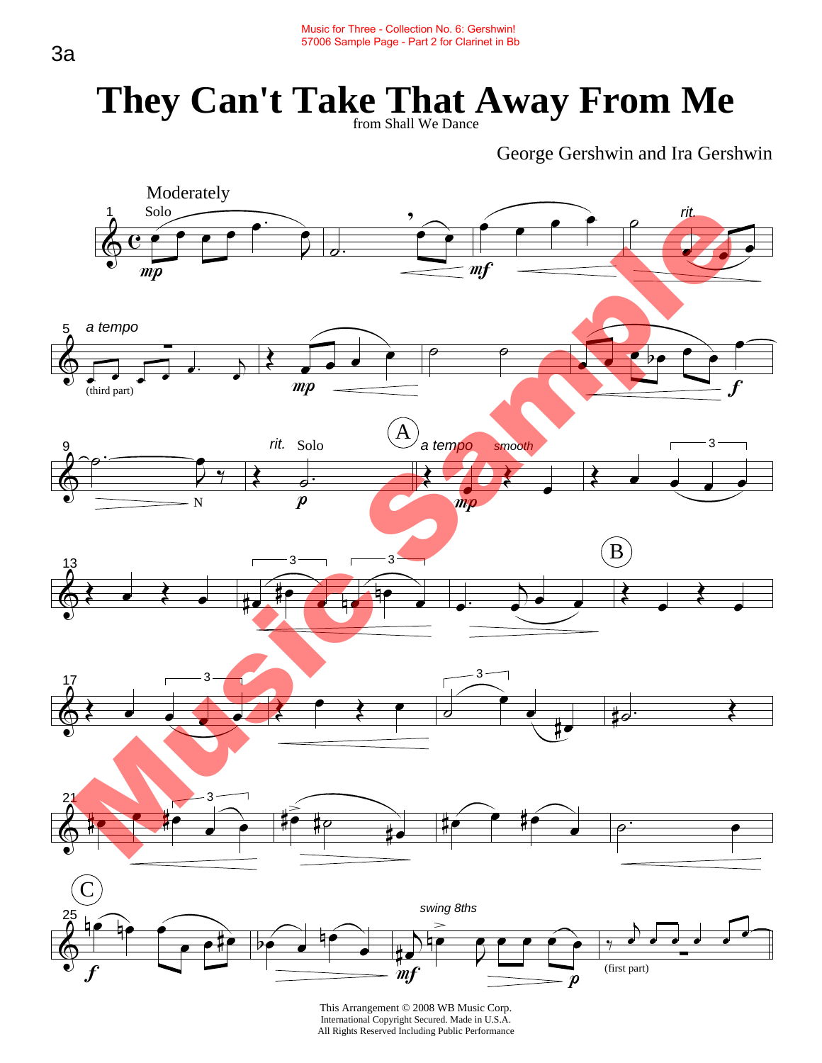Music for Three - Collection No. 6: Gershwin!
57006 Sample Page - Part 2 for Clarinet in Bb

# They Can't Take That Away From Me

from Shall We Dance

George Gershwin and Ira Gershwin

This Arrangement © 2008 WB Music Corp.
International Copyright Secured. Made in U.S.A.
All Rights Reserved Including Public Performance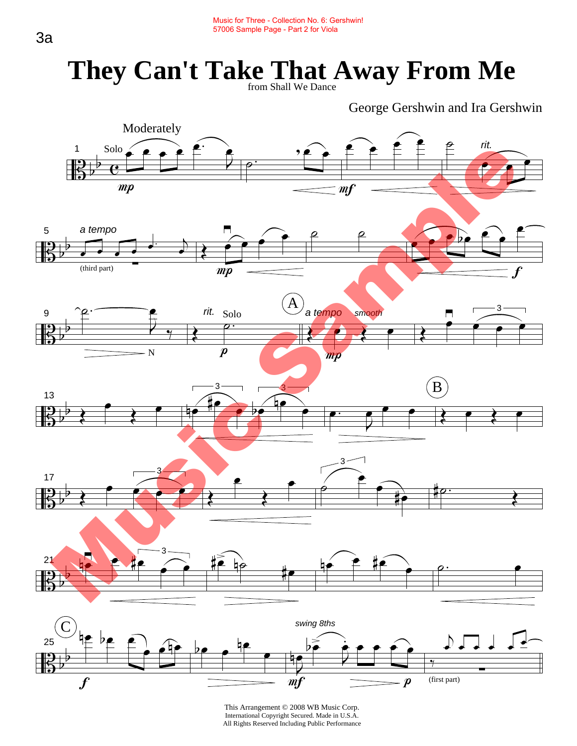# They Can't Take That Away From Me

from Shall We Dance

George Gershwin and Ira Gershwin

This Arrangement © 2008 WB Music Corp.
International Copyright Secured. Made in U.S.A.
All Rights Reserved Including Public Performance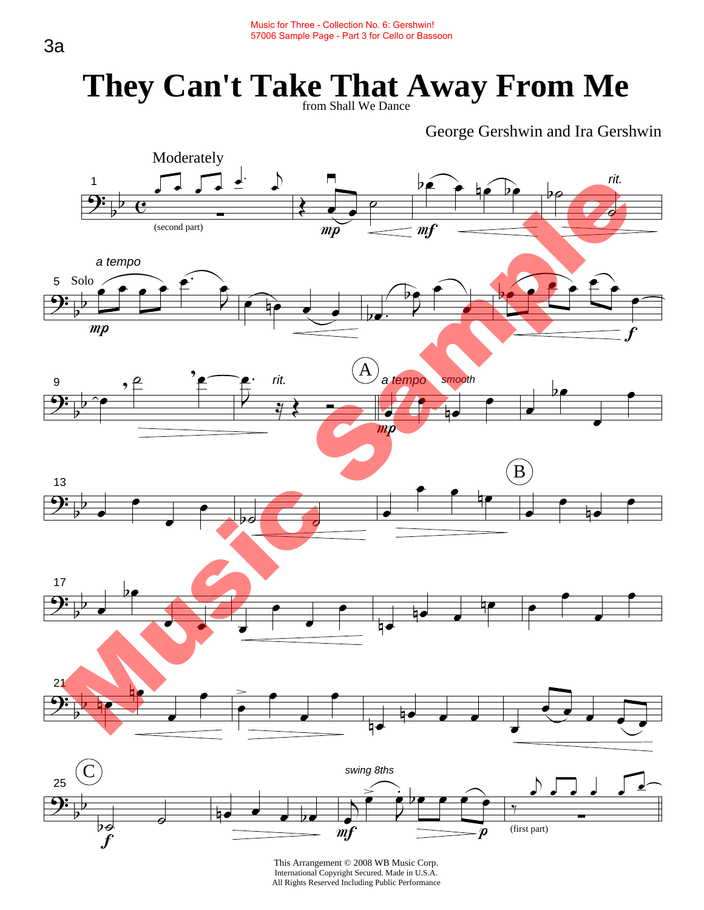# They Can't Take That Away From Me

from Shall We Dance

George Gershwin and Ira Gershwin

Moderately

(second part)

rit.

a tempo

Solo

rit.

A

a tempo smooth

B

C

swing 8ths

(first part)

This Arrangement © 2008 WB Music Corp.
International Copyright Secured. Made in U.S.A.
All Rights Reserved Including Public Performance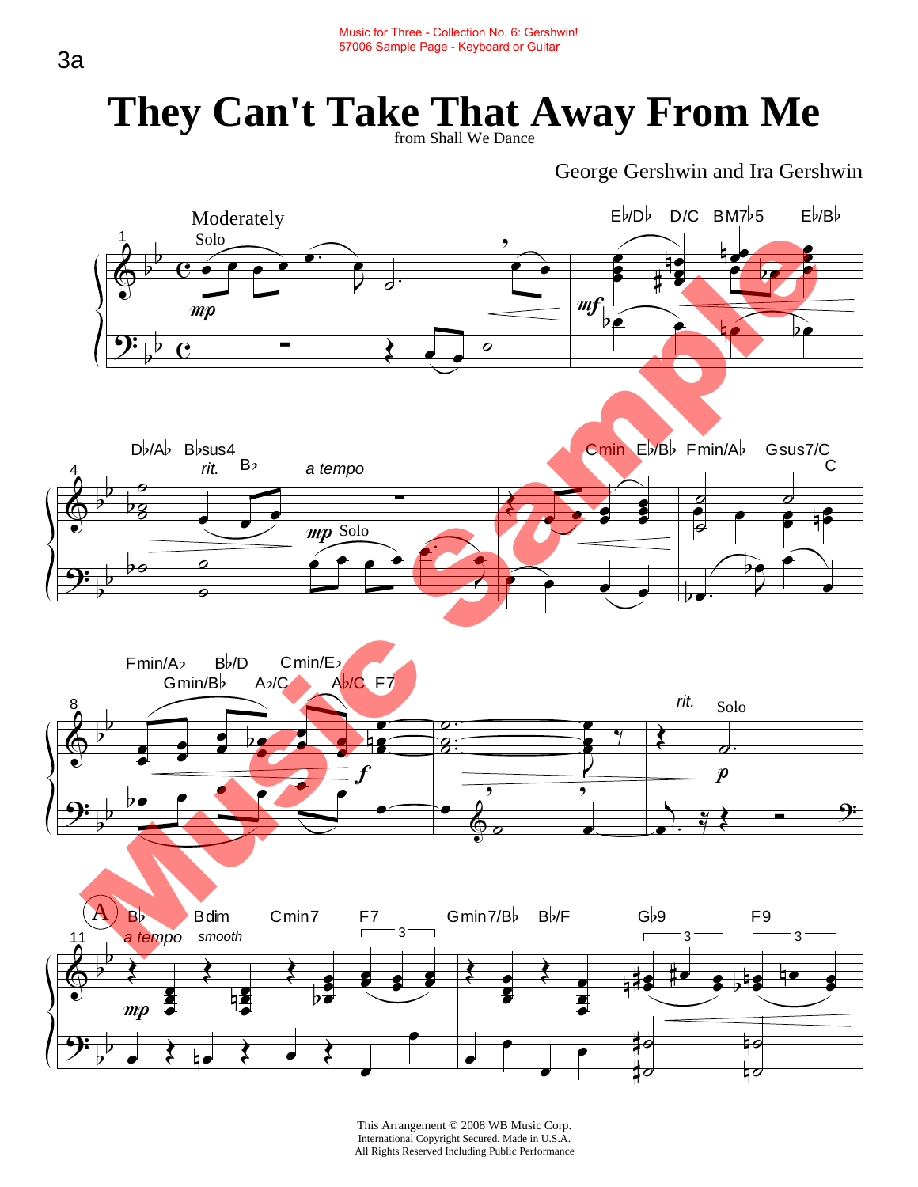Music for Three - Collection No. 6: Gershwin!
57006 Sample Page - Keyboard or Guitar

# They Can't Take That Away From Me

from Shall We Dance

George Gershwin and Ira Gershwin

This Arrangement © 2008 WB Music Corp.
International Copyright Secured. Made in U.S.A.
All Rights Reserved Including Public Performance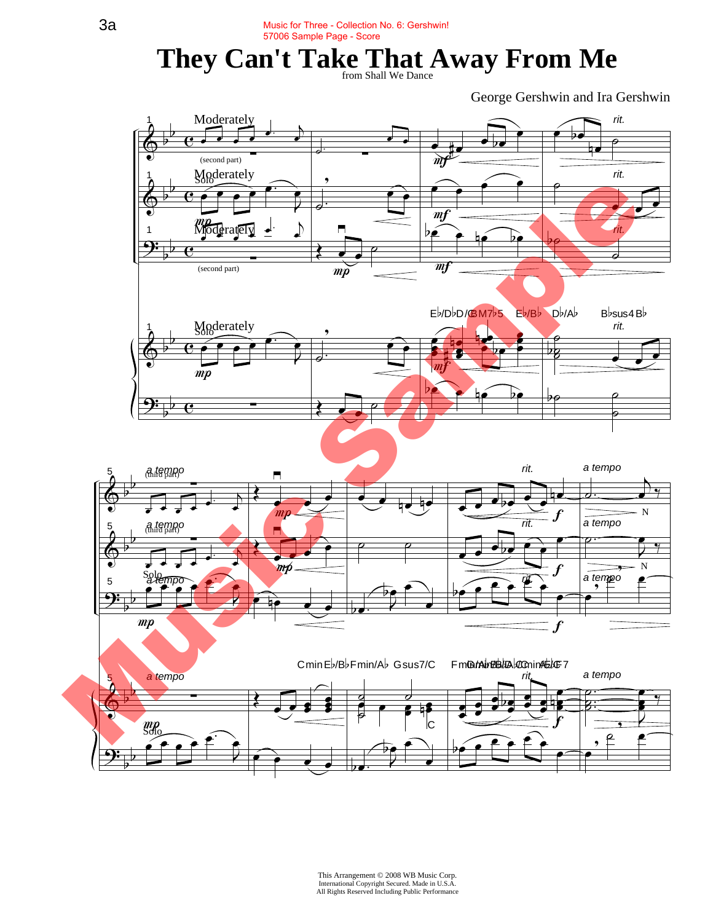Music for Three - Collection No. 6: Gershwin!
57006 Sample Page - Score

# They Can't Take That Away From Me

from Shall We Dance

George Gershwin and Ira Gershwin

This Arrangement © 2008 WB Music Corp.
International Copyright Secured. Made in U.S.A.
All Rights Reserved Including Public Performance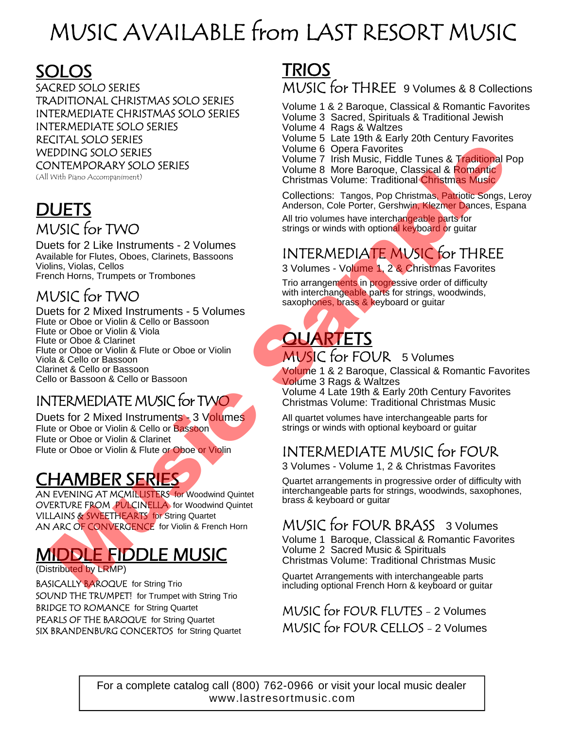# MUSIC AVAILABLE from LAST RESORT MUSIC

## SOLOS

SACRED SOLO SERIES
TRADITIONAL CHRISTMAS SOLO SERIES
INTERMEDIATE CHRISTMAS SOLO SERIES
INTERMEDIATE SOLO SERIES
RECITAL SOLO SERIES
WEDDING SOLO SERIES
CONTEMPORARY SOLO SERIES
(All With Piano Accompaniment)

## DUETS

### MUSIC for TWO

Duets for 2 Like Instruments - 2 Volumes
Available for Flutes, Oboes, Clarinets, Bassoons
Violins, Violas, Cellos
French Horns, Trumpets or Trombones

### MUSIC for TWO

Duets for 2 Mixed Instruments - 5 Volumes
Flute or Oboe or Violin & Cello or Bassoon
Flute or Oboe or Violin & Viola
Flute or Oboe & Clarinet
Flute or Oboe or Violin & Flute or Oboe or Violin
Viola & Cello or Bassoon
Clarinet & Cello or Bassoon
Cello or Bassoon & Cello or Bassoon

### INTERMEDIATE MUSIC for TWO

Duets for 2 Mixed Instruments - 3 Volumes
Flute or Oboe or Violin & Cello or Bassoon
Flute or Oboe or Violin & Clarinet
Flute or Oboe or Violin & Flute or Oboe or Violin

## CHAMBER SERIES

AN EVENING AT MCMILLISTERS for Woodwind Quintet
OVERTURE FROM PULCINELLA for Woodwind Quintet
VILLAINS & SWEETHEARTS for String Quartet
AN ARC OF CONVERGENCE for Violin & French Horn

## MIDDLE FIDDLE MUSIC

(Distributed by LRMP)

BASICALLY BAROQUE for String Trio
SOUND THE TRUMPET! for Trumpet with String Trio
BRIDGE TO ROMANCE for String Quartet
PEARLS OF THE BAROQUE for String Quartet
SIX BRANDENBURG CONCERTOS for String Quartet

## TRIOS

### MUSIC for THREE 9 Volumes & 8 Collections

Volume 1 & 2 Baroque, Classical & Romantic Favorites
Volume 3 Sacred, Spirituals & Traditional Jewish
Volume 4 Rags & Waltzes
Volume 5 Late 19th & Early 20th Century Favorites
Volume 6 Opera Favorites
Volume 7 Irish Music, Fiddle Tunes & Traditional Pop
Volume 8 More Baroque, Classical & Romantic
Christmas Volume: Traditional Christmas Music

Collections: Tangos, Pop Christmas, Patriotic Songs, Leroy Anderson, Cole Porter, Gershwin, Klezmer Dances, Espana

All trio volumes have interchangeable parts for strings or winds with optional keyboard or guitar

### INTERMEDIATE MUSIC for THREE

3 Volumes - Volume 1, 2 & Christmas Favorites

Trio arrangements in progressive order of difficulty with interchangeable parts for strings, woodwinds, saxophones, brass & keyboard or guitar

## QUARTETS

### MUSIC for FOUR 5 Volumes

Volume 1 & 2 Baroque, Classical & Romantic Favorites
Volume 3 Rags & Waltzes
Volume 4 Late 19th & Early 20th Century Favorites
Christmas Volume: Traditional Christmas Music

All quartet volumes have interchangeable parts for strings or winds with optional keyboard or guitar

### INTERMEDIATE MUSIC for FOUR

3 Volumes - Volume 1, 2 & Christmas Favorites

Quartet arrangements in progressive order of difficulty with interchangeable parts for strings, woodwinds, saxophones, brass & keyboard or guitar

### MUSIC for FOUR BRASS 3 Volumes

Volume 1 Baroque, Classical & Romantic Favorites
Volume 2 Sacred Music & Spirituals
Christmas Volume: Traditional Christmas Music

Quartet Arrangements with interchangeable parts including optional French Horn & keyboard or guitar

### MUSIC for FOUR FLUTES - 2 Volumes

### MUSIC for FOUR CELLOS - 2 Volumes

For a complete catalog call (800) 762-0966 or visit your local music dealer
www.lastresortmusic.com